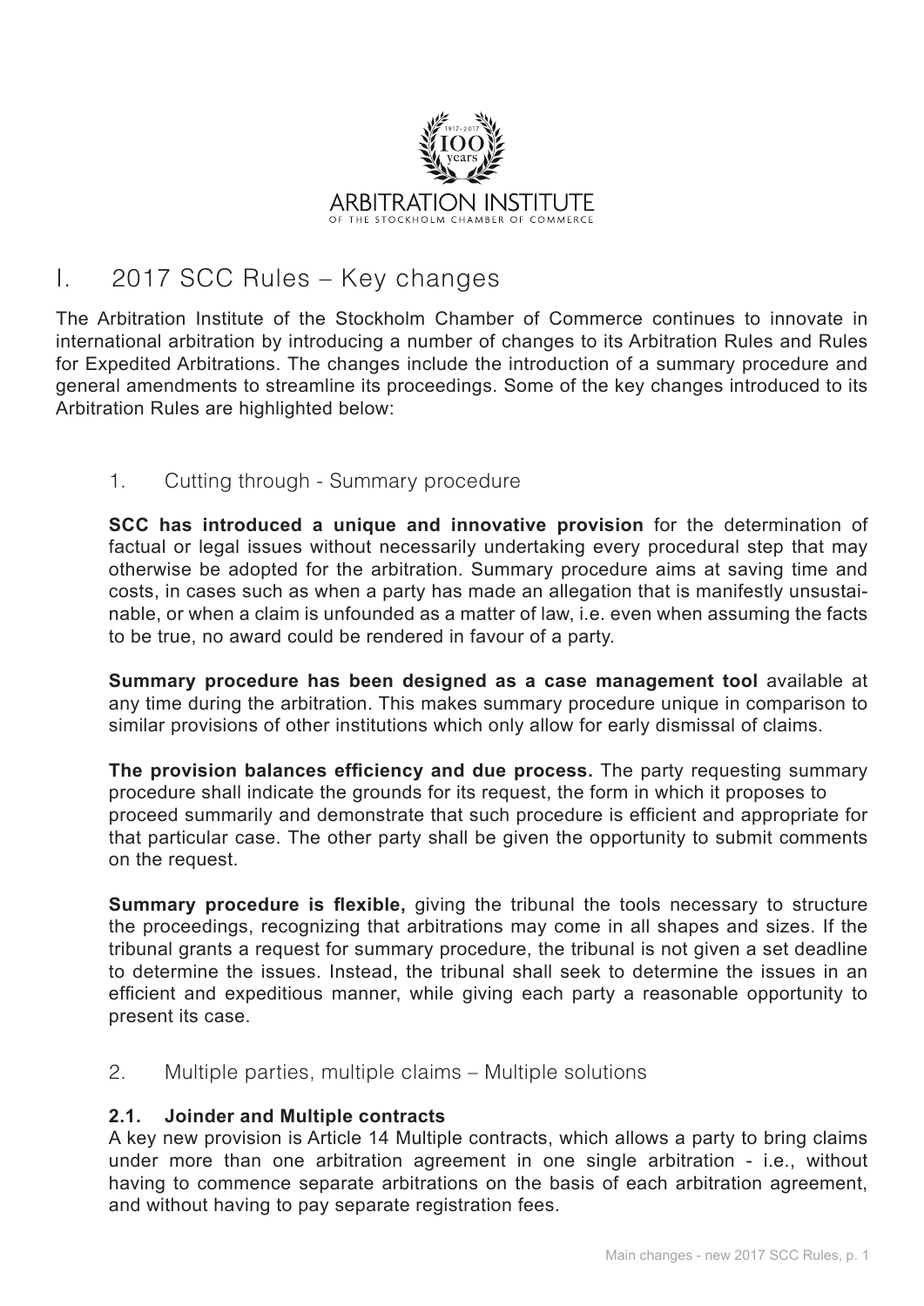ARBITRATION INSTITUTE
OF THE STOCKHOLM CHAMBER OF COMMERCE

# I. 2017 SCC Rules – Key changes

The Arbitration Institute of the Stockholm Chamber of Commerce continues to innovate in international arbitration by introducing a number of changes to its Arbitration Rules and Rules for Expedited Arbitrations. The changes include the introduction of a summary procedure and general amendments to streamline its proceedings. Some of the key changes introduced to its Arbitration Rules are highlighted below:

## 1. Cutting through - Summary procedure

**SCC has introduced a unique and innovative provision** for the determination of factual or legal issues without necessarily undertaking every procedural step that may otherwise be adopted for the arbitration. Summary procedure aims at saving time and costs, in cases such as when a party has made an allegation that is manifestly unsustainable, or when a claim is unfounded as a matter of law, i.e. even when assuming the facts to be true, no award could be rendered in favour of a party.

**Summary procedure has been designed as a case management tool** available at any time during the arbitration. This makes summary procedure unique in comparison to similar provisions of other institutions which only allow for early dismissal of claims.

**The provision balances efficiency and due process.** The party requesting summary procedure shall indicate the grounds for its request, the form in which it proposes to proceed summarily and demonstrate that such procedure is efficient and appropriate for that particular case. The other party shall be given the opportunity to submit comments on the request.

**Summary procedure is flexible,** giving the tribunal the tools necessary to structure the proceedings, recognizing that arbitrations may come in all shapes and sizes. If the tribunal grants a request for summary procedure, the tribunal is not given a set deadline to determine the issues. Instead, the tribunal shall seek to determine the issues in an efficient and expeditious manner, while giving each party a reasonable opportunity to present its case.

## 2. Multiple parties, multiple claims – Multiple solutions

### 2.1. Joinder and Multiple contracts

A key new provision is Article 14 Multiple contracts, which allows a party to bring claims under more than one arbitration agreement in one single arbitration - i.e., without having to commence separate arbitrations on the basis of each arbitration agreement, and without having to pay separate registration fees.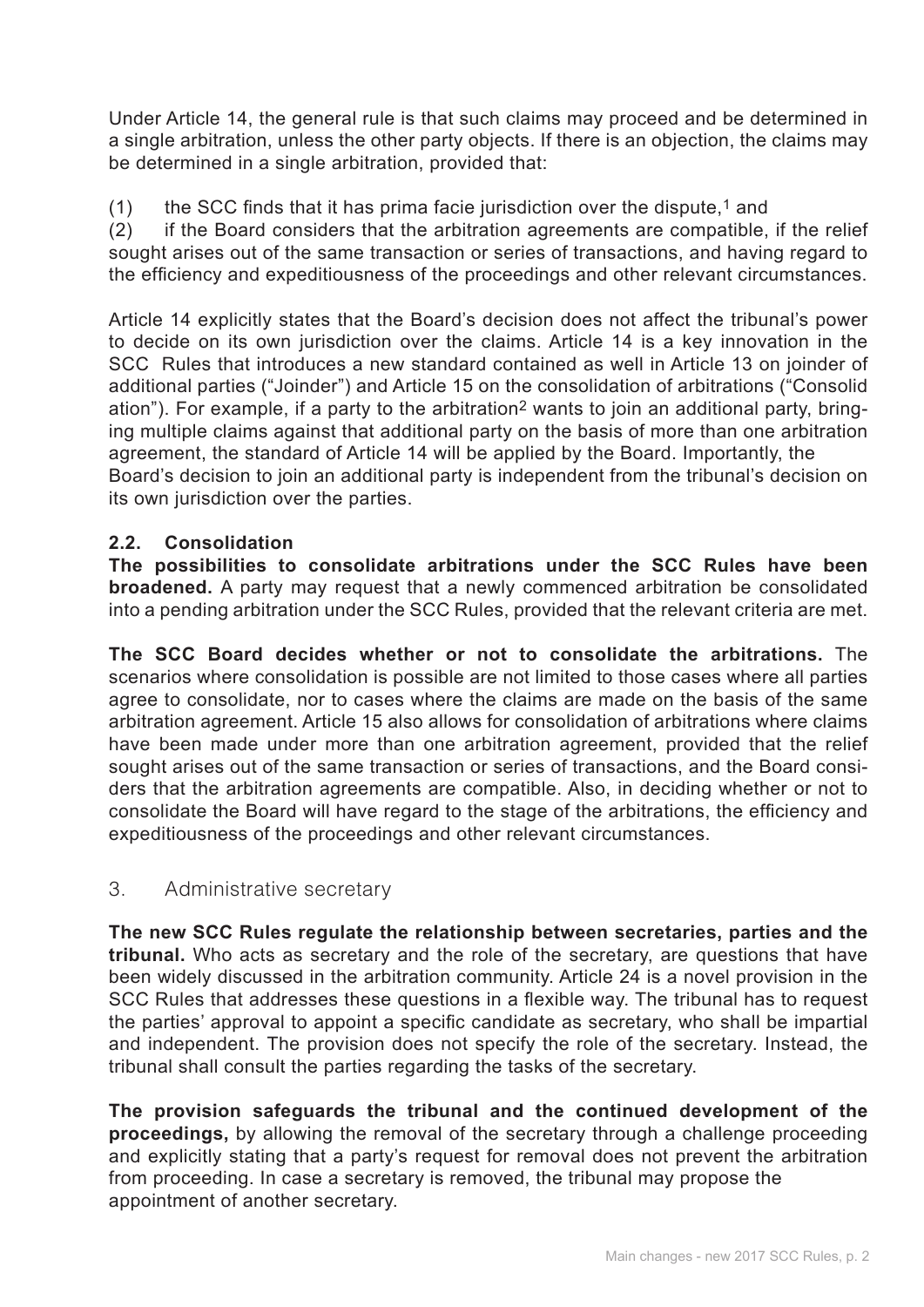Under Article 14, the general rule is that such claims may proceed and be determined in a single arbitration, unless the other party objects. If there is an objection, the claims may be determined in a single arbitration, provided that:

(1) the SCC finds that it has prima facie jurisdiction over the dispute,[1] and

(2) if the Board considers that the arbitration agreements are compatible, if the relief sought arises out of the same transaction or series of transactions, and having regard to the efficiency and expeditiousness of the proceedings and other relevant circumstances.

Article 14 explicitly states that the Board's decision does not affect the tribunal's power to decide on its own jurisdiction over the claims. Article 14 is a key innovation in the SCC Rules that introduces a new standard contained as well in Article 13 on joinder of additional parties ("Joinder") and Article 15 on the consolidation of arbitrations ("Consolidation"). For example, if a party to the arbitration[2] wants to join an additional party, bringing multiple claims against that additional party on the basis of more than one arbitration agreement, the standard of Article 14 will be applied by the Board. Importantly, the Board's decision to join an additional party is independent from the tribunal's decision on its own jurisdiction over the parties.

### 2.2. Consolidation

**The possibilities to consolidate arbitrations under the SCC Rules have been broadened.** A party may request that a newly commenced arbitration be consolidated into a pending arbitration under the SCC Rules, provided that the relevant criteria are met.

**The SCC Board decides whether or not to consolidate the arbitrations.** The scenarios where consolidation is possible are not limited to those cases where all parties agree to consolidate, nor to cases where the claims are made on the basis of the same arbitration agreement. Article 15 also allows for consolidation of arbitrations where claims have been made under more than one arbitration agreement, provided that the relief sought arises out of the same transaction or series of transactions, and the Board considers that the arbitration agreements are compatible. Also, in deciding whether or not to consolidate the Board will have regard to the stage of the arbitrations, the efficiency and expeditiousness of the proceedings and other relevant circumstances.

## 3. Administrative secretary

**The new SCC Rules regulate the relationship between secretaries, parties and the tribunal.** Who acts as secretary and the role of the secretary, are questions that have been widely discussed in the arbitration community. Article 24 is a novel provision in the SCC Rules that addresses these questions in a flexible way. The tribunal has to request the parties' approval to appoint a specific candidate as secretary, who shall be impartial and independent. The provision does not specify the role of the secretary. Instead, the tribunal shall consult the parties regarding the tasks of the secretary.

**The provision safeguards the tribunal and the continued development of the proceedings,** by allowing the removal of the secretary through a challenge proceeding and explicitly stating that a party's request for removal does not prevent the arbitration from proceeding. In case a secretary is removed, the tribunal may propose the appointment of another secretary.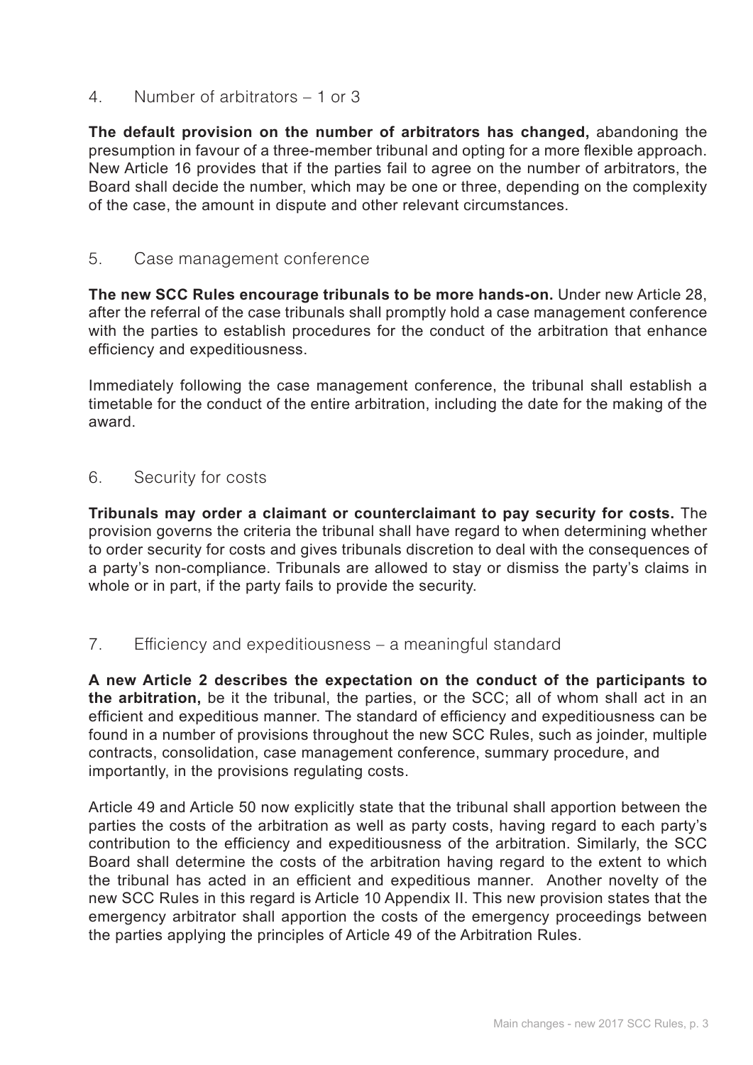## 4. Number of arbitrators – 1 or 3

**The default provision on the number of arbitrators has changed,** abandoning the presumption in favour of a three-member tribunal and opting for a more flexible approach. New Article 16 provides that if the parties fail to agree on the number of arbitrators, the Board shall decide the number, which may be one or three, depending on the complexity of the case, the amount in dispute and other relevant circumstances.

## 5. Case management conference

**The new SCC Rules encourage tribunals to be more hands-on.** Under new Article 28, after the referral of the case tribunals shall promptly hold a case management conference with the parties to establish procedures for the conduct of the arbitration that enhance efficiency and expeditiousness.

Immediately following the case management conference, the tribunal shall establish a timetable for the conduct of the entire arbitration, including the date for the making of the award.

## 6. Security for costs

**Tribunals may order a claimant or counterclaimant to pay security for costs.** The provision governs the criteria the tribunal shall have regard to when determining whether to order security for costs and gives tribunals discretion to deal with the consequences of a party's non-compliance. Tribunals are allowed to stay or dismiss the party's claims in whole or in part, if the party fails to provide the security.

## 7. Efficiency and expeditiousness – a meaningful standard

**A new Article 2 describes the expectation on the conduct of the participants to the arbitration,** be it the tribunal, the parties, or the SCC; all of whom shall act in an efficient and expeditious manner. The standard of efficiency and expeditiousness can be found in a number of provisions throughout the new SCC Rules, such as joinder, multiple contracts, consolidation, case management conference, summary procedure, and importantly, in the provisions regulating costs.

Article 49 and Article 50 now explicitly state that the tribunal shall apportion between the parties the costs of the arbitration as well as party costs, having regard to each party's contribution to the efficiency and expeditiousness of the arbitration. Similarly, the SCC Board shall determine the costs of the arbitration having regard to the extent to which the tribunal has acted in an efficient and expeditious manner. Another novelty of the new SCC Rules in this regard is Article 10 Appendix II. This new provision states that the emergency arbitrator shall apportion the costs of the emergency proceedings between the parties applying the principles of Article 49 of the Arbitration Rules.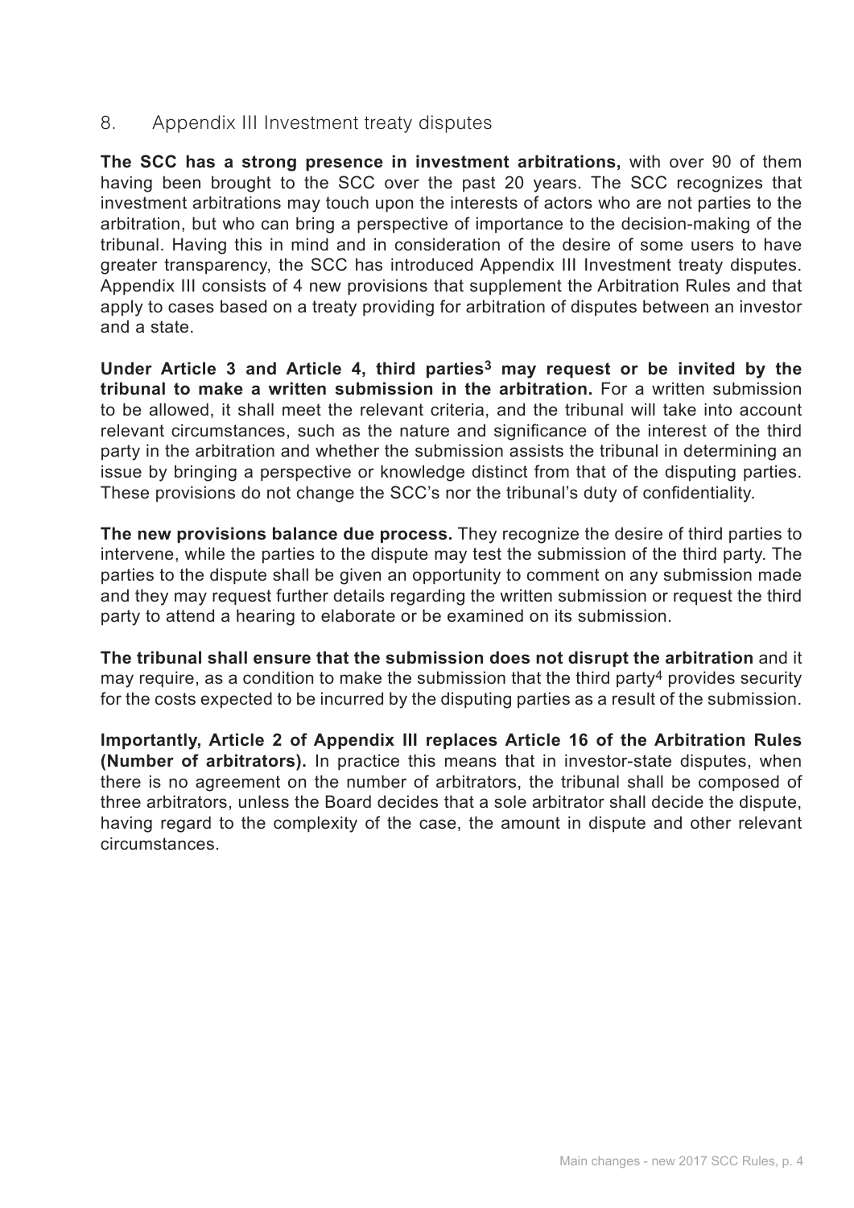## 8. Appendix III Investment treaty disputes

**The SCC has a strong presence in investment arbitrations,** with over 90 of them having been brought to the SCC over the past 20 years. The SCC recognizes that investment arbitrations may touch upon the interests of actors who are not parties to the arbitration, but who can bring a perspective of importance to the decision-making of the tribunal. Having this in mind and in consideration of the desire of some users to have greater transparency, the SCC has introduced Appendix III Investment treaty disputes. Appendix III consists of 4 new provisions that supplement the Arbitration Rules and that apply to cases based on a treaty providing for arbitration of disputes between an investor and a state.

**Under Article 3 and Article 4, third parties[3] may request or be invited by the tribunal to make a written submission in the arbitration.** For a written submission to be allowed, it shall meet the relevant criteria, and the tribunal will take into account relevant circumstances, such as the nature and significance of the interest of the third party in the arbitration and whether the submission assists the tribunal in determining an issue by bringing a perspective or knowledge distinct from that of the disputing parties. These provisions do not change the SCC's nor the tribunal's duty of confidentiality.

**The new provisions balance due process.** They recognize the desire of third parties to intervene, while the parties to the dispute may test the submission of the third party. The parties to the dispute shall be given an opportunity to comment on any submission made and they may request further details regarding the written submission or request the third party to attend a hearing to elaborate or be examined on its submission.

**The tribunal shall ensure that the submission does not disrupt the arbitration** and it may require, as a condition to make the submission that the third party[4] provides security for the costs expected to be incurred by the disputing parties as a result of the submission.

**Importantly, Article 2 of Appendix III replaces Article 16 of the Arbitration Rules (Number of arbitrators).** In practice this means that in investor-state disputes, when there is no agreement on the number of arbitrators, the tribunal shall be composed of three arbitrators, unless the Board decides that a sole arbitrator shall decide the dispute, having regard to the complexity of the case, the amount in dispute and other relevant circumstances.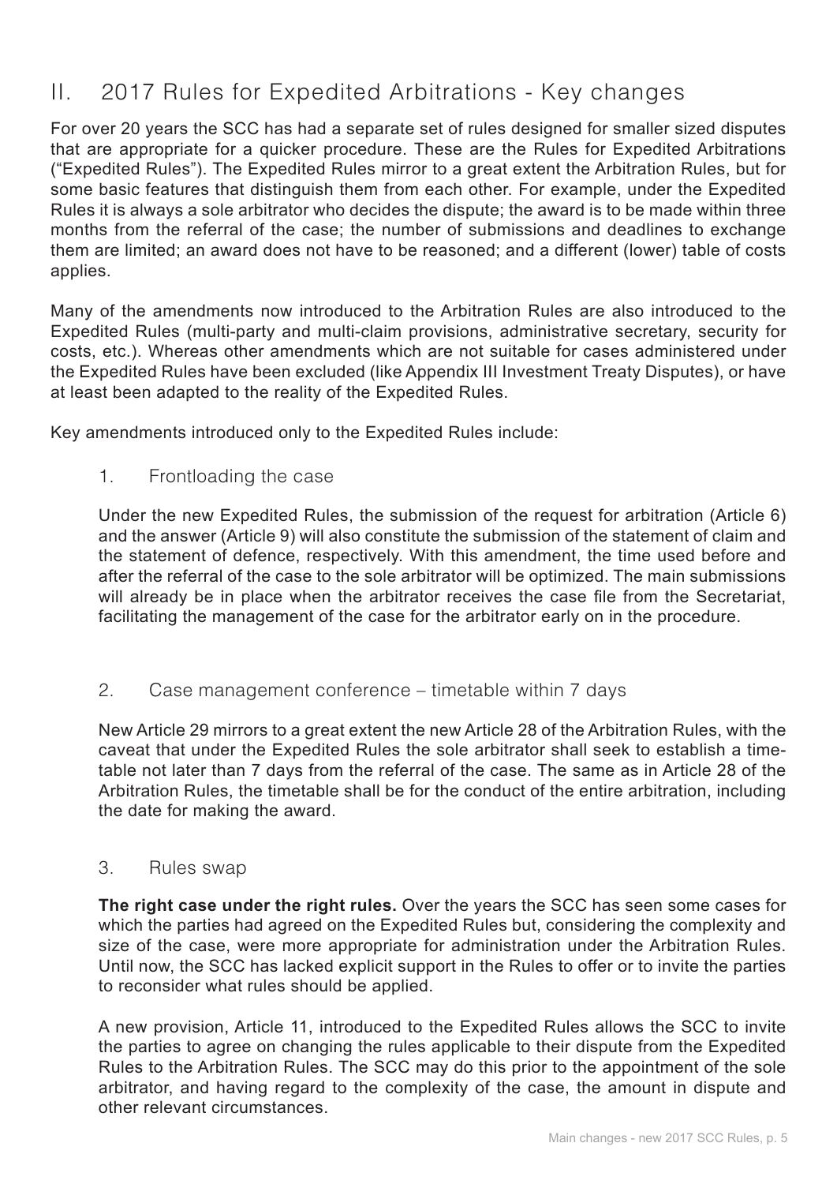## II. 2017 Rules for Expedited Arbitrations - Key changes

For over 20 years the SCC has had a separate set of rules designed for smaller sized disputes that are appropriate for a quicker procedure. These are the Rules for Expedited Arbitrations ("Expedited Rules"). The Expedited Rules mirror to a great extent the Arbitration Rules, but for some basic features that distinguish them from each other. For example, under the Expedited Rules it is always a sole arbitrator who decides the dispute; the award is to be made within three months from the referral of the case; the number of submissions and deadlines to exchange them are limited; an award does not have to be reasoned; and a different (lower) table of costs applies.

Many of the amendments now introduced to the Arbitration Rules are also introduced to the Expedited Rules (multi-party and multi-claim provisions, administrative secretary, security for costs, etc.). Whereas other amendments which are not suitable for cases administered under the Expedited Rules have been excluded (like Appendix III Investment Treaty Disputes), or have at least been adapted to the reality of the Expedited Rules.

Key amendments introduced only to the Expedited Rules include:

### 1. Frontloading the case

Under the new Expedited Rules, the submission of the request for arbitration (Article 6) and the answer (Article 9) will also constitute the submission of the statement of claim and the statement of defence, respectively. With this amendment, the time used before and after the referral of the case to the sole arbitrator will be optimized. The main submissions will already be in place when the arbitrator receives the case file from the Secretariat, facilitating the management of the case for the arbitrator early on in the procedure.

### 2. Case management conference – timetable within 7 days

New Article 29 mirrors to a great extent the new Article 28 of the Arbitration Rules, with the caveat that under the Expedited Rules the sole arbitrator shall seek to establish a timetable not later than 7 days from the referral of the case. The same as in Article 28 of the Arbitration Rules, the timetable shall be for the conduct of the entire arbitration, including the date for making the award.

### 3. Rules swap

**The right case under the right rules.** Over the years the SCC has seen some cases for which the parties had agreed on the Expedited Rules but, considering the complexity and size of the case, were more appropriate for administration under the Arbitration Rules. Until now, the SCC has lacked explicit support in the Rules to offer or to invite the parties to reconsider what rules should be applied.

A new provision, Article 11, introduced to the Expedited Rules allows the SCC to invite the parties to agree on changing the rules applicable to their dispute from the Expedited Rules to the Arbitration Rules. The SCC may do this prior to the appointment of the sole arbitrator, and having regard to the complexity of the case, the amount in dispute and other relevant circumstances.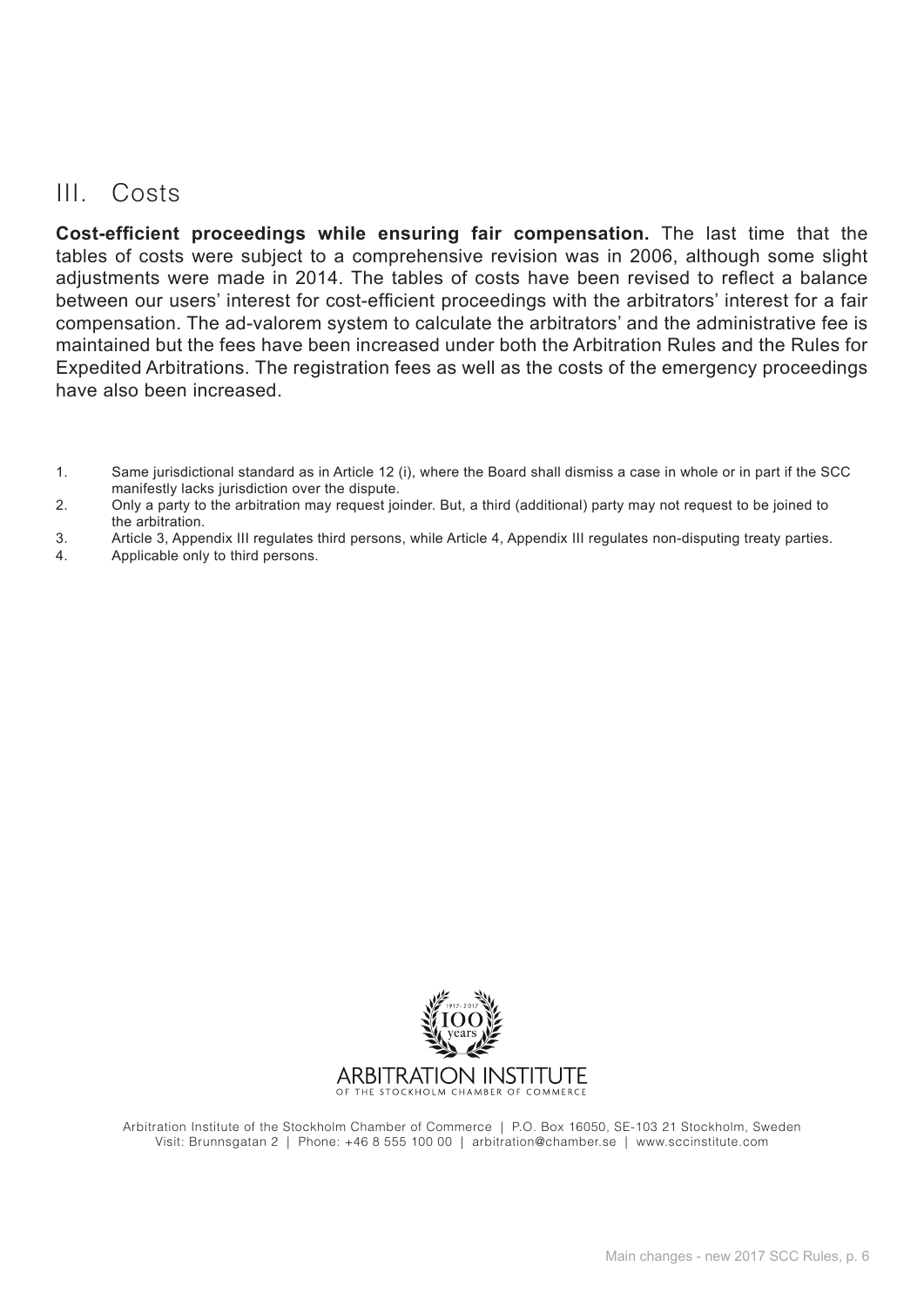## III. Costs

**Cost-efficient proceedings while ensuring fair compensation.** The last time that the tables of costs were subject to a comprehensive revision was in 2006, although some slight adjustments were made in 2014. The tables of costs have been revised to reflect a balance between our users' interest for cost-efficient proceedings with the arbitrators' interest for a fair compensation. The ad-valorem system to calculate the arbitrators' and the administrative fee is maintained but the fees have been increased under both the Arbitration Rules and the Rules for Expedited Arbitrations. The registration fees as well as the costs of the emergency proceedings have also been increased.

1. Same jurisdictional standard as in Article 12 (i), where the Board shall dismiss a case in whole or in part if the SCC manifestly lacks jurisdiction over the dispute.
2. Only a party to the arbitration may request joinder. But, a third (additional) party may not request to be joined to the arbitration.
3. Article 3, Appendix III regulates third persons, while Article 4, Appendix III regulates non-disputing treaty parties.
4. Applicable only to third persons.

Arbitration Institute of the Stockholm Chamber of Commerce | P.O. Box 16050, SE-103 21 Stockholm, Sweden
Visit: Brunnsgatan 2 | Phone: +46 8 555 100 00 | arbitration@chamber.se | www.sccinstitute.com